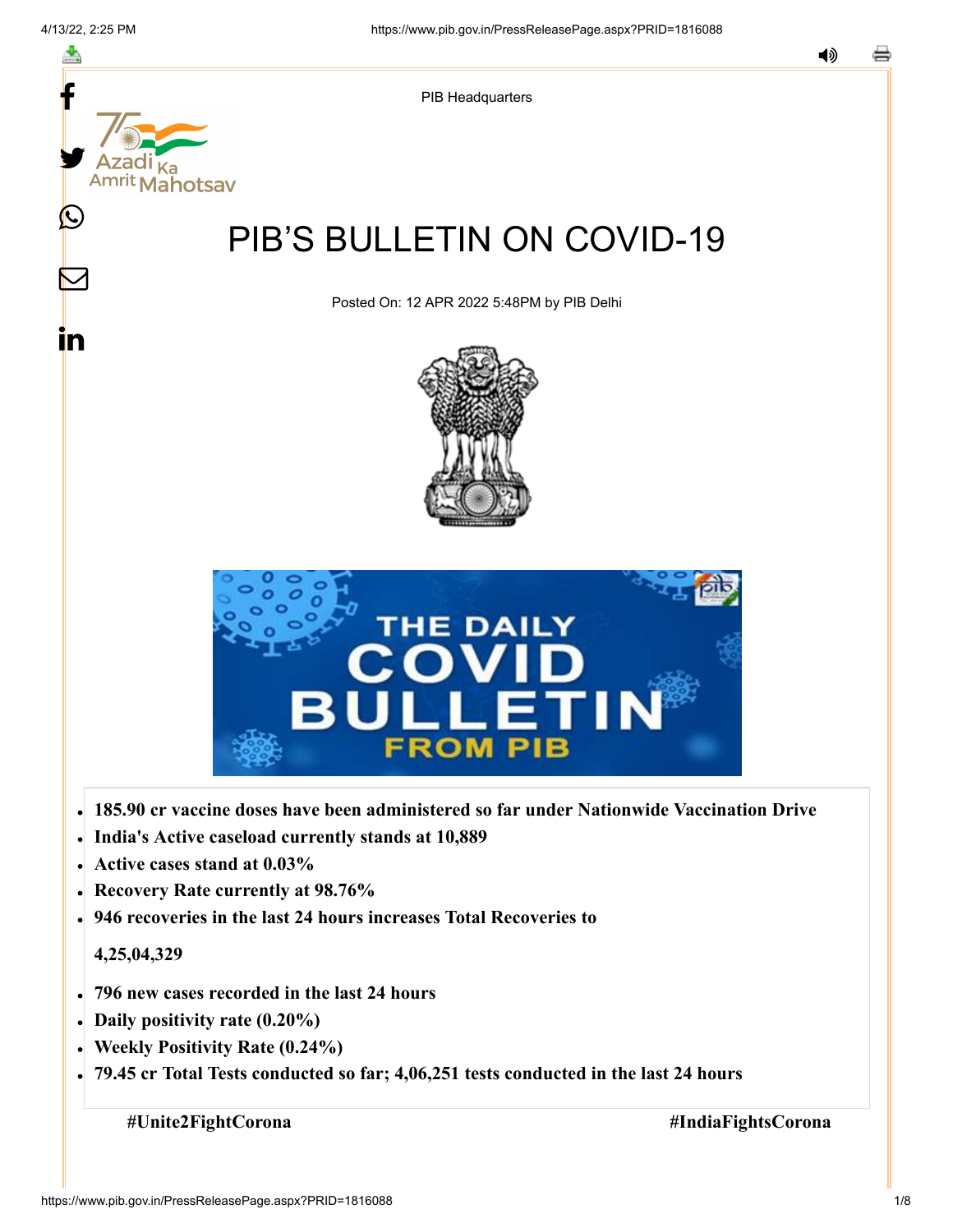PIB Headquarters

# PIB'S BULLETIN ON COVID-19

Posted On: 12 APR 2022 5:48PM by PIB Delhi

- **185.90 cr vaccine doses have been administered so far under Nationwide Vaccination Drive**
- **India's Active caseload currently stands at 10,889**
- **Active cases stand at 0.03%**
- **Recovery Rate currently at 98.76%**
- **946 recoveries in the last 24 hours increases Total Recoveries to**

  **4,25,04,329**

- **796 new cases recorded in the last 24 hours**
- **Daily positivity rate (0.20%)**
- **Weekly Positivity Rate (0.24%)**
- **79.45 cr Total Tests conducted so far; 4,06,251 tests conducted in the last 24 hours**

**#Unite2FightCorona** **#IndiaFightsCorona**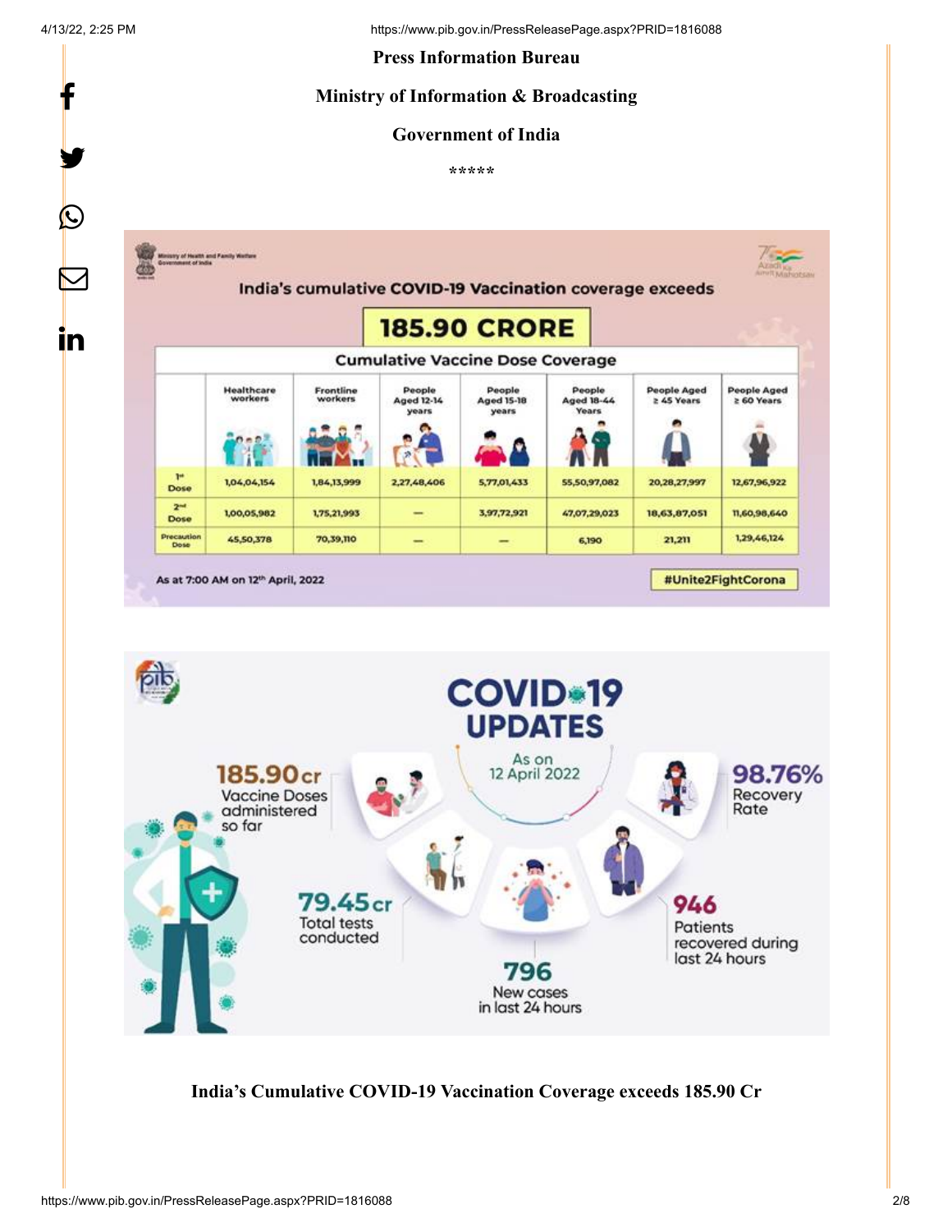**Press Information Bureau**

**Ministry of Information & Broadcasting**

**Government of India**

*****

India's cumulative COVID-19 Vaccination coverage exceeds

**185.90 CRORE**

Cumulative Vaccine Dose Coverage

| | Healthcare workers | Frontline workers | People Aged 12-14 years | People Aged 15-18 years | People Aged 18-44 Years | People Aged ≥ 45 Years | People Aged ≥ 60 Years |
|---|---|---|---|---|---|---|---|
| 1st Dose | 1,04,04,154 | 1,84,13,999 | 2,27,48,406 | 5,77,01,433 | 55,50,97,082 | 20,28,27,997 | 12,67,96,922 |
| 2nd Dose | 1,00,05,982 | 1,75,21,993 | — | 3,97,72,921 | 47,07,29,023 | 18,63,87,051 | 11,60,98,640 |
| Precaution Dose | 45,50,378 | 70,39,110 | — | — | 6,190 | 21,211 | 1,29,46,124 |

As at 7:00 AM on 12th April, 2022

#Unite2FightCorona

COVID-19 UPDATES

As on 12 April 2022

185.90cr Vaccine Doses administered so far

98.76% Recovery Rate

79.45cr Total tests conducted

946 Patients recovered during last 24 hours

796 New cases in last 24 hours

**India's Cumulative COVID-19 Vaccination Coverage exceeds 185.90 Cr**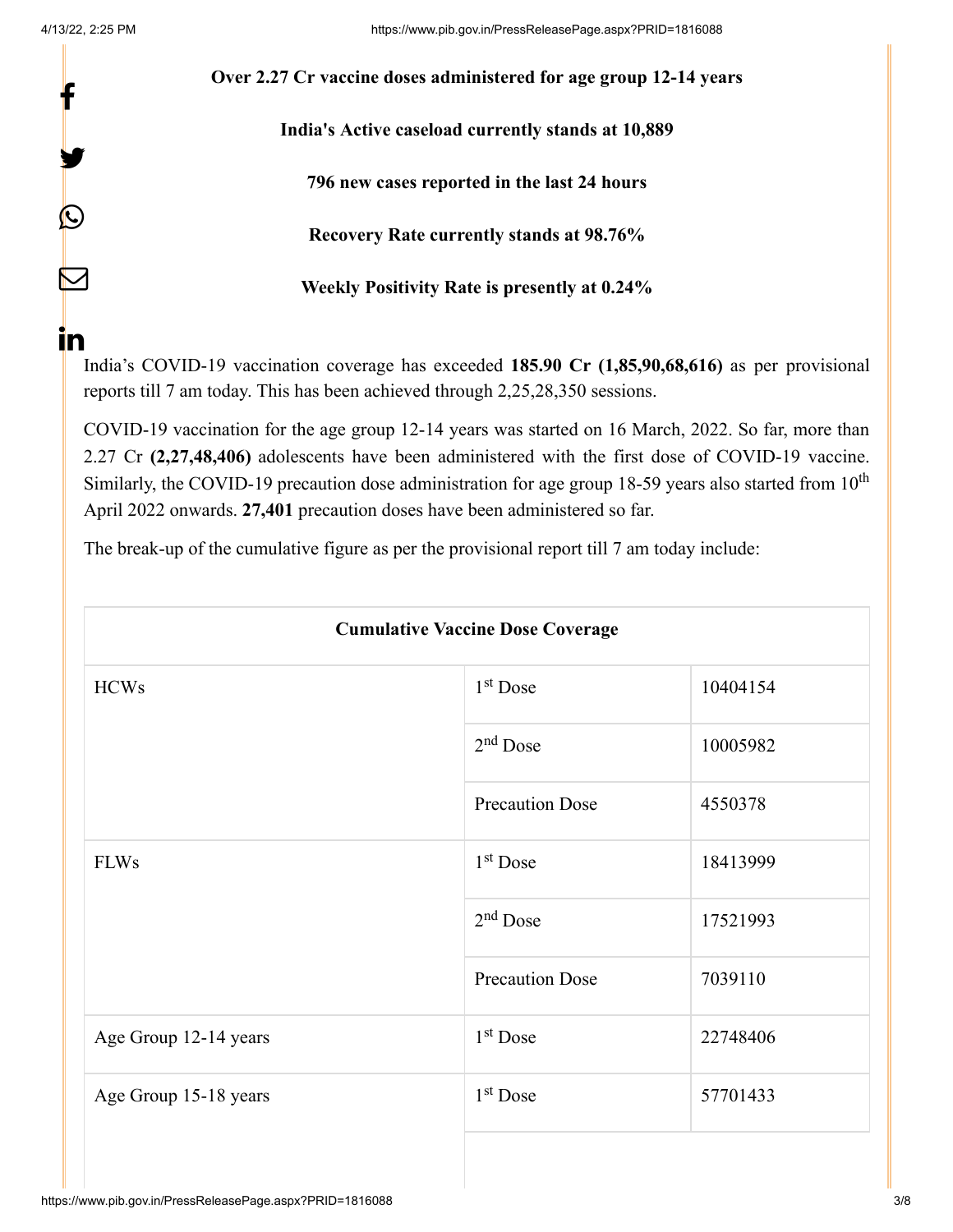**Over 2.27 Cr vaccine doses administered for age group 12-14 years**

**India's Active caseload currently stands at 10,889**

**796 new cases reported in the last 24 hours**

**Recovery Rate currently stands at 98.76%**

**Weekly Positivity Rate is presently at 0.24%**

India's COVID-19 vaccination coverage has exceeded **185.90 Cr (1,85,90,68,616)** as per provisional reports till 7 am today. This has been achieved through 2,25,28,350 sessions.

COVID-19 vaccination for the age group 12-14 years was started on 16 March, 2022. So far, more than 2.27 Cr **(2,27,48,406)** adolescents have been administered with the first dose of COVID-19 vaccine. Similarly, the COVID-19 precaution dose administration for age group 18-59 years also started from 10th April 2022 onwards. **27,401** precaution doses have been administered so far.

The break-up of the cumulative figure as per the provisional report till 7 am today include:

| Cumulative Vaccine Dose Coverage | | |
|---|---|---|
| HCWs | 1st Dose | 10404154 |
| | 2nd Dose | 10005982 |
| | Precaution Dose | 4550378 |
| FLWs | 1st Dose | 18413999 |
| | 2nd Dose | 17521993 |
| | Precaution Dose | 7039110 |
| Age Group 12-14 years | 1st Dose | 22748406 |
| Age Group 15-18 years | 1st Dose | 57701433 |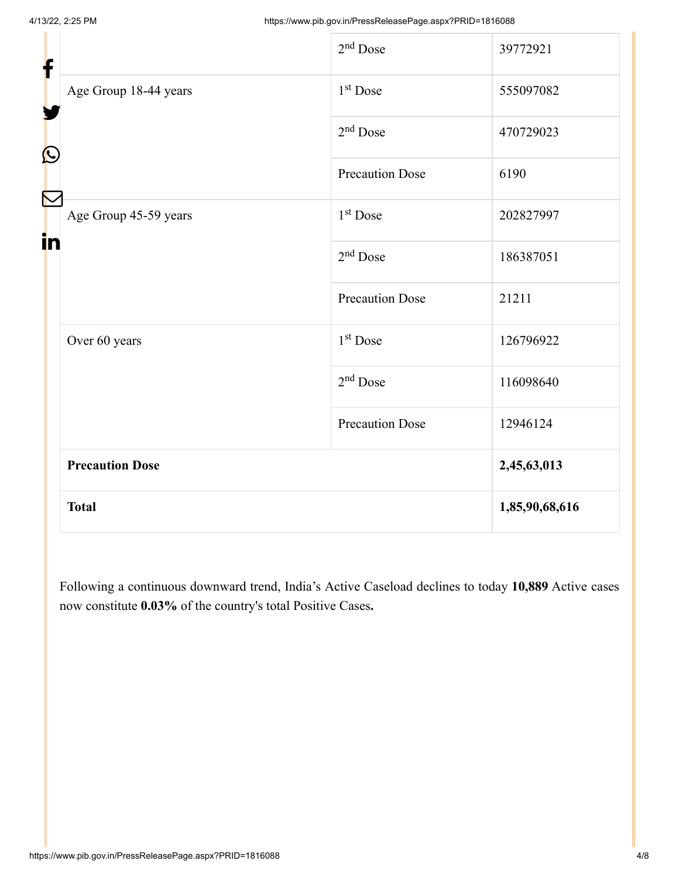| | | |
|---|---|---|
| | 2nd Dose | 39772921 |
| Age Group 18-44 years | 1st Dose | 555097082 |
| | 2nd Dose | 470729023 |
| | Precaution Dose | 6190 |
| Age Group 45-59 years | 1st Dose | 202827997 |
| | 2nd Dose | 186387051 |
| | Precaution Dose | 21211 |
| Over 60 years | 1st Dose | 126796922 |
| | 2nd Dose | 116098640 |
| | Precaution Dose | 12946124 |
| **Precaution Dose** | | **2,45,63,013** |
| **Total** | | **1,85,90,68,616** |

Following a continuous downward trend, India's Active Caseload declines to today **10,889** Active cases now constitute **0.03%** of the country's total Positive Cases**.**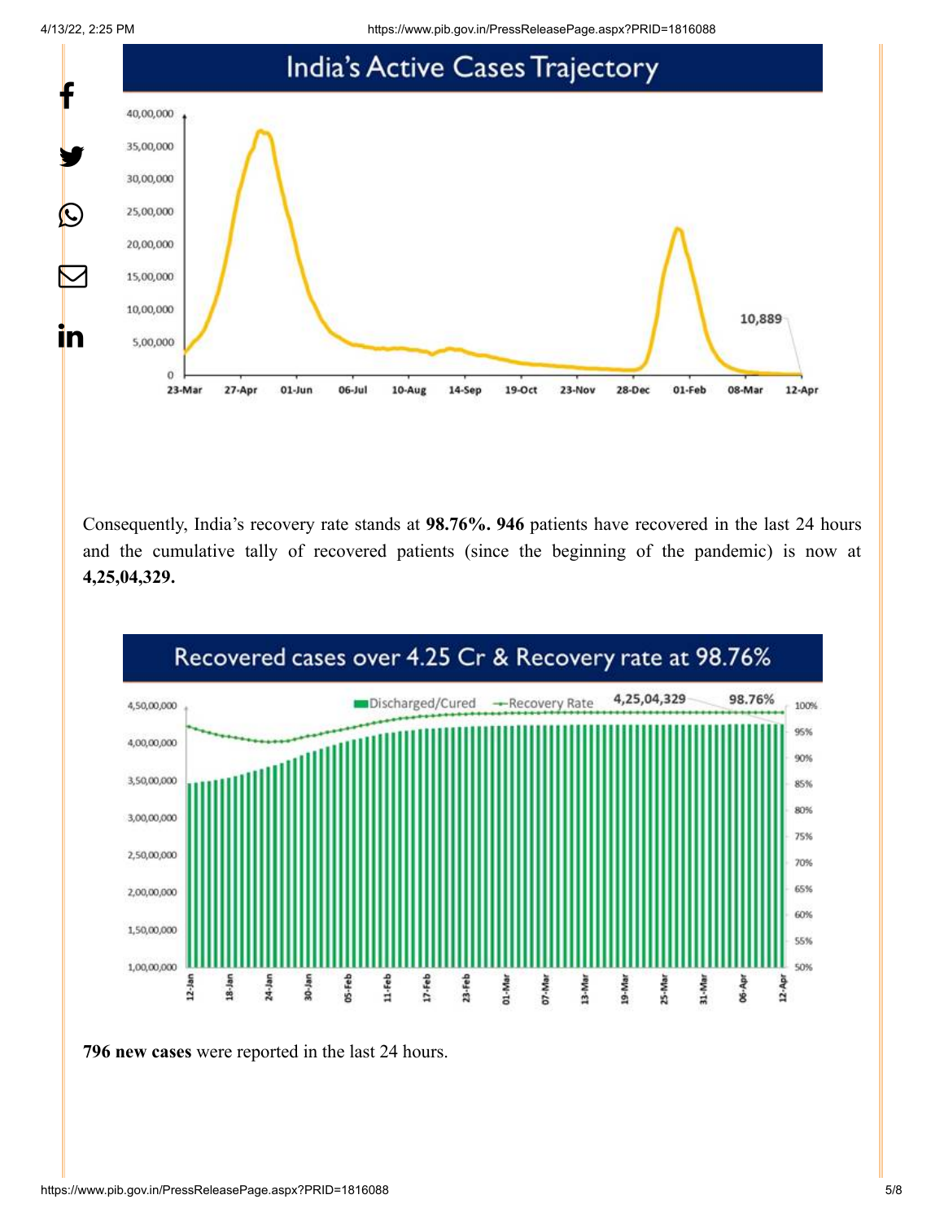India's Active Cases Trajectory

40,00,000
35,00,000
30,00,000
25,00,000
20,00,000
15,00,000
10,00,000
5,00,000
0

23-Mar 27-Apr 01-Jun 06-Jul 10-Aug 14-Sep 19-Oct 23-Nov 28-Dec 01-Feb 08-Mar 12-Apr

10,889

Consequently, India's recovery rate stands at **98.76%. 946** patients have recovered in the last 24 hours and the cumulative tally of recovered patients (since the beginning of the pandemic) is now at **4,25,04,329.**

Recovered cases over 4.25 Cr & Recovery rate at 98.76%

Discharged/Cured — Recovery Rate

4,25,04,329 98.76%

4,50,00,000
4,00,00,000
3,50,00,000
3,00,00,000
2,50,00,000
2,00,00,000
1,50,00,000
1,00,00,000

100% 95% 90% 85% 80% 75% 70% 65% 60% 55% 50%

12-Jan 18-Jan 24-Jan 30-Jan 05-Feb 11-Feb 17-Feb 23-Feb 01-Mar 07-Mar 13-Mar 19-Mar 25-Mar 31-Mar 06-Apr 12-Apr

**796 new cases** were reported in the last 24 hours.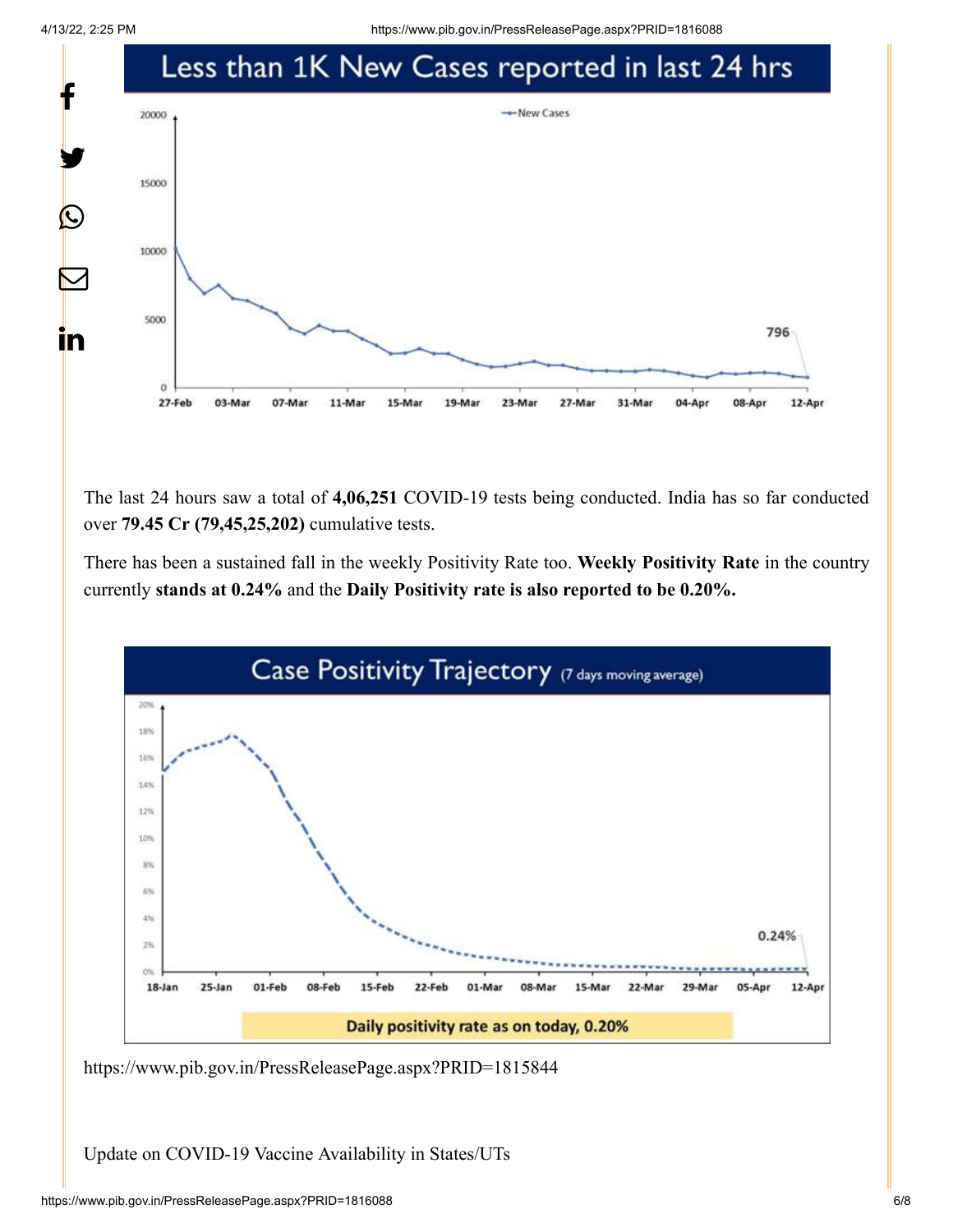## Less than 1K New Cases reported in last 24 hrs

New Cases

20000
15000
10000
5000
0

796

27-Feb 03-Mar 07-Mar 11-Mar 15-Mar 19-Mar 23-Mar 27-Mar 31-Mar 04-Apr 08-Apr 12-Apr

The last 24 hours saw a total of **4,06,251** COVID-19 tests being conducted. India has so far conducted over **79.45 Cr (79,45,25,202)** cumulative tests.

There has been a sustained fall in the weekly Positivity Rate too. **Weekly Positivity Rate** in the country currently **stands at 0.24%** and the **Daily Positivity rate is also reported to be 0.20%.**

## Case Positivity Trajectory (7 days moving average)

20%
18%
16%
14%
12%
10%
8%
6%
4%
2%
0%

0.24%

18-Jan 25-Jan 01-Feb 08-Feb 15-Feb 22-Feb 01-Mar 08-Mar 15-Mar 22-Mar 29-Mar 05-Apr 12-Apr

Daily positivity rate as on today, 0.20%

https://www.pib.gov.in/PressReleasePage.aspx?PRID=1815844

Update on COVID-19 Vaccine Availability in States/UTs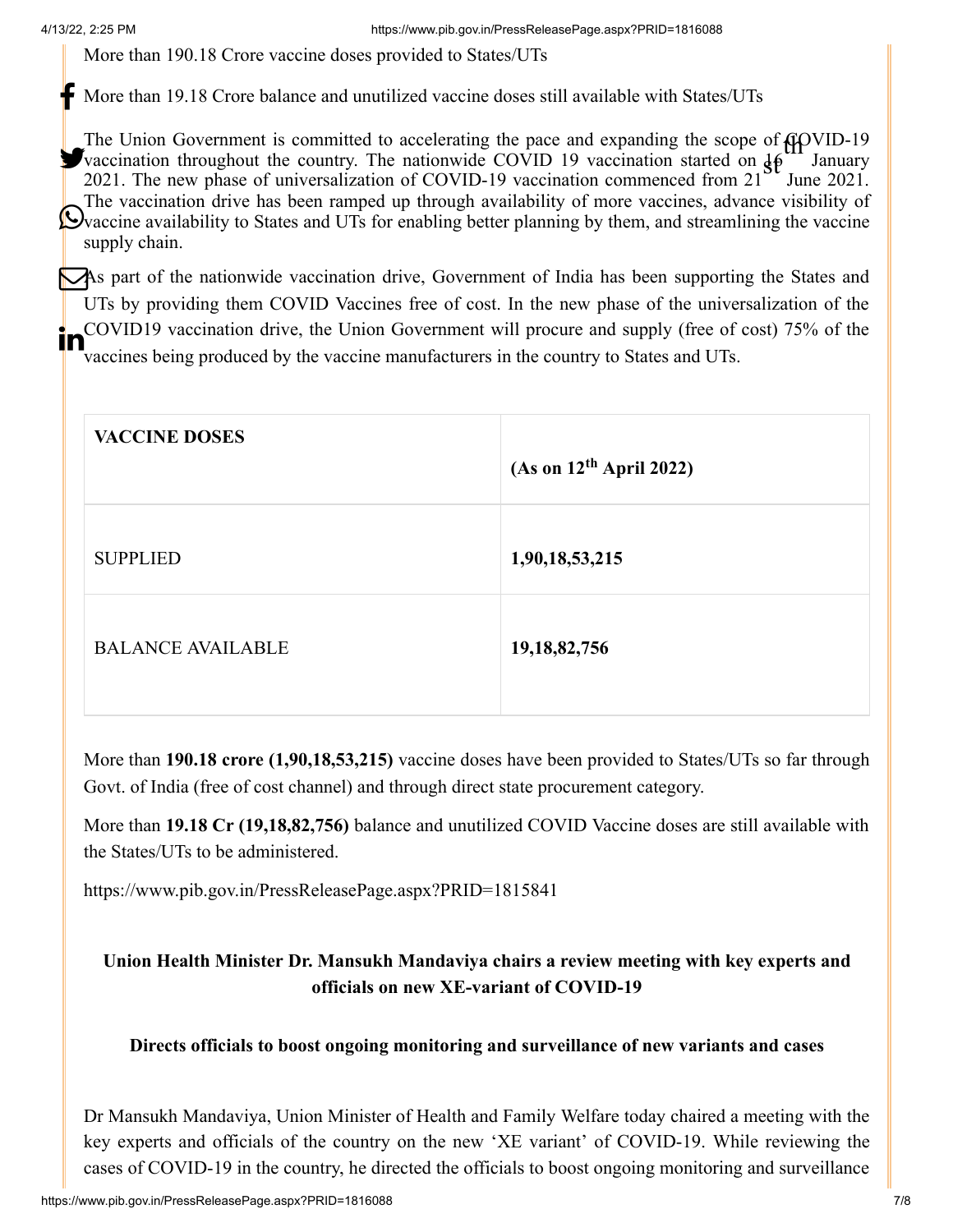More than 190.18 Crore vaccine doses provided to States/UTs

More than 19.18 Crore balance and unutilized vaccine doses still available with States/UTs

The Union Government is committed to accelerating the pace and expanding the scope of COVID-19 vaccination throughout the country. The nationwide COVID 19 vaccination started on 16th January 2021. The new phase of universalization of COVID-19 vaccination commenced from 21st June 2021. The vaccination drive has been ramped up through availability of more vaccines, advance visibility of vaccine availability to States and UTs for enabling better planning by them, and streamlining the vaccine supply chain.

As part of the nationwide vaccination drive, Government of India has been supporting the States and UTs by providing them COVID Vaccines free of cost. In the new phase of the universalization of the COVID19 vaccination drive, the Union Government will procure and supply (free of cost) 75% of the vaccines being produced by the vaccine manufacturers in the country to States and UTs.

| **VACCINE DOSES** | **(As on 12th April 2022)** |
|---|---|
| SUPPLIED | **1,90,18,53,215** |
| BALANCE AVAILABLE | **19,18,82,756** |

More than **190.18 crore (1,90,18,53,215)** vaccine doses have been provided to States/UTs so far through Govt. of India (free of cost channel) and through direct state procurement category.

More than **19.18 Cr (19,18,82,756)** balance and unutilized COVID Vaccine doses are still available with the States/UTs to be administered.

https://www.pib.gov.in/PressReleasePage.aspx?PRID=1815841

**Union Health Minister Dr. Mansukh Mandaviya chairs a review meeting with key experts and officials on new XE-variant of COVID-19**

**Directs officials to boost ongoing monitoring and surveillance of new variants and cases**

Dr Mansukh Mandaviya, Union Minister of Health and Family Welfare today chaired a meeting with the key experts and officials of the country on the new 'XE variant' of COVID-19. While reviewing the cases of COVID-19 in the country, he directed the officials to boost ongoing monitoring and surveillance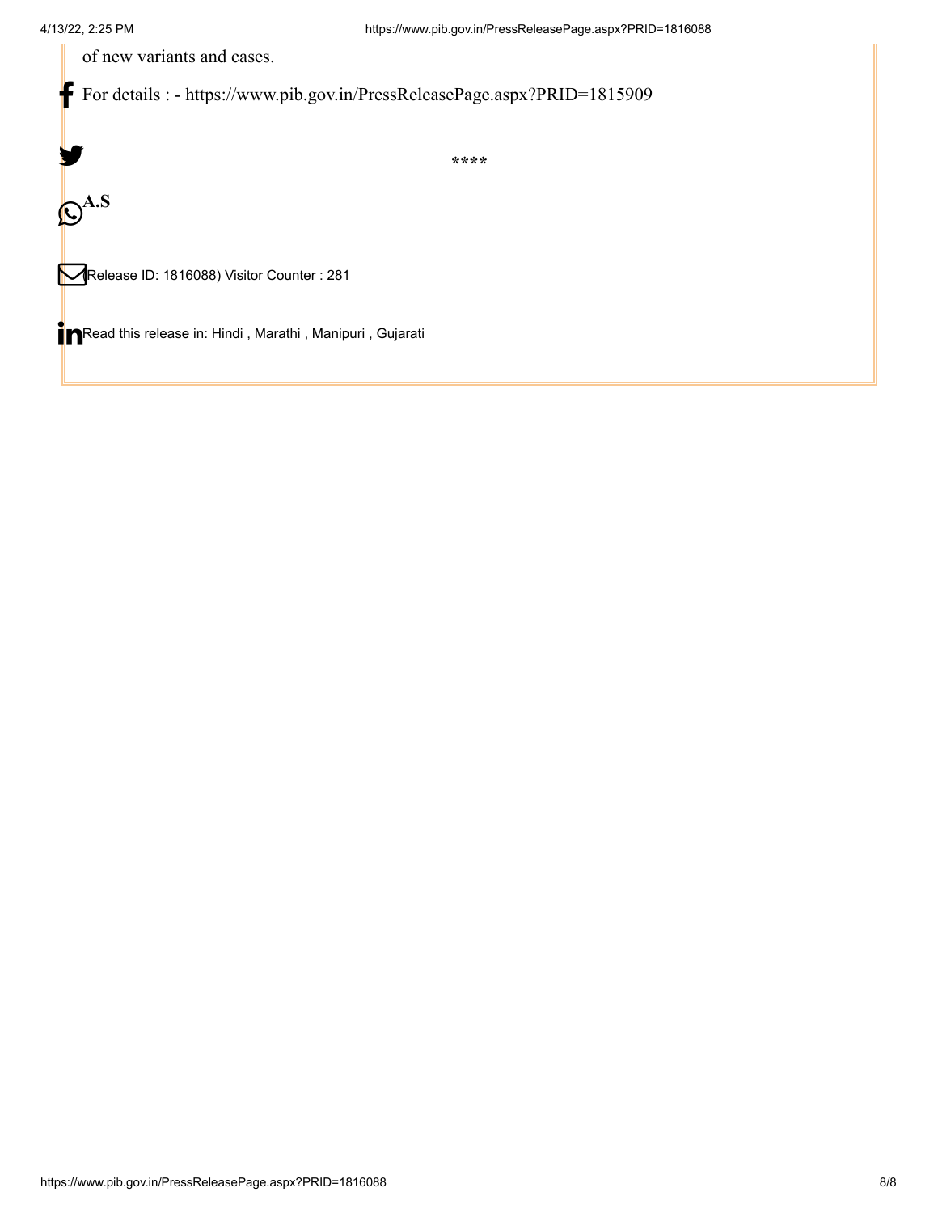of new variants and cases.

For details : - https://www.pib.gov.in/PressReleasePage.aspx?PRID=1815909

****

**A.S**

(Release ID: 1816088) Visitor Counter : 281

Read this release in: Hindi , Marathi , Manipuri , Gujarati